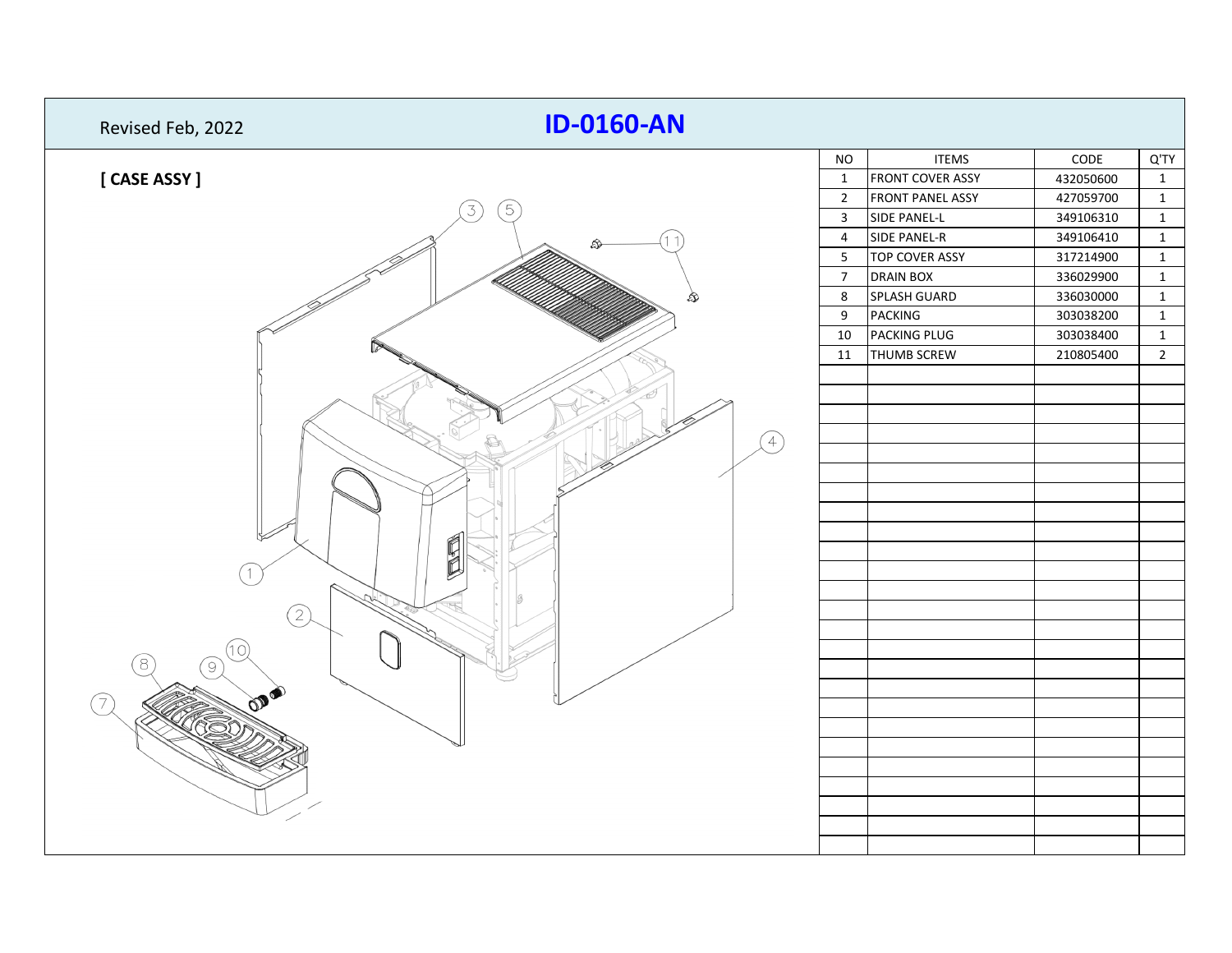Revised Feb, 2022

# ID-0160-AN

## [ CASE ASSY ]

| NO | ITEMS | CODE | Q'TY |
|---|---|---|---|
| 1 | FRONT COVER ASSY | 432050600 | 1 |
| 2 | FRONT PANEL ASSY | 427059700 | 1 |
| 3 | SIDE PANEL-L | 349106310 | 1 |
| 4 | SIDE PANEL-R | 349106410 | 1 |
| 5 | TOP COVER ASSY | 317214900 | 1 |
| 7 | DRAIN BOX | 336029900 | 1 |
| 8 | SPLASH GUARD | 336030000 | 1 |
| 9 | PACKING | 303038200 | 1 |
| 10 | PACKING PLUG | 303038400 | 1 |
| 11 | THUMB SCREW | 210805400 | 2 |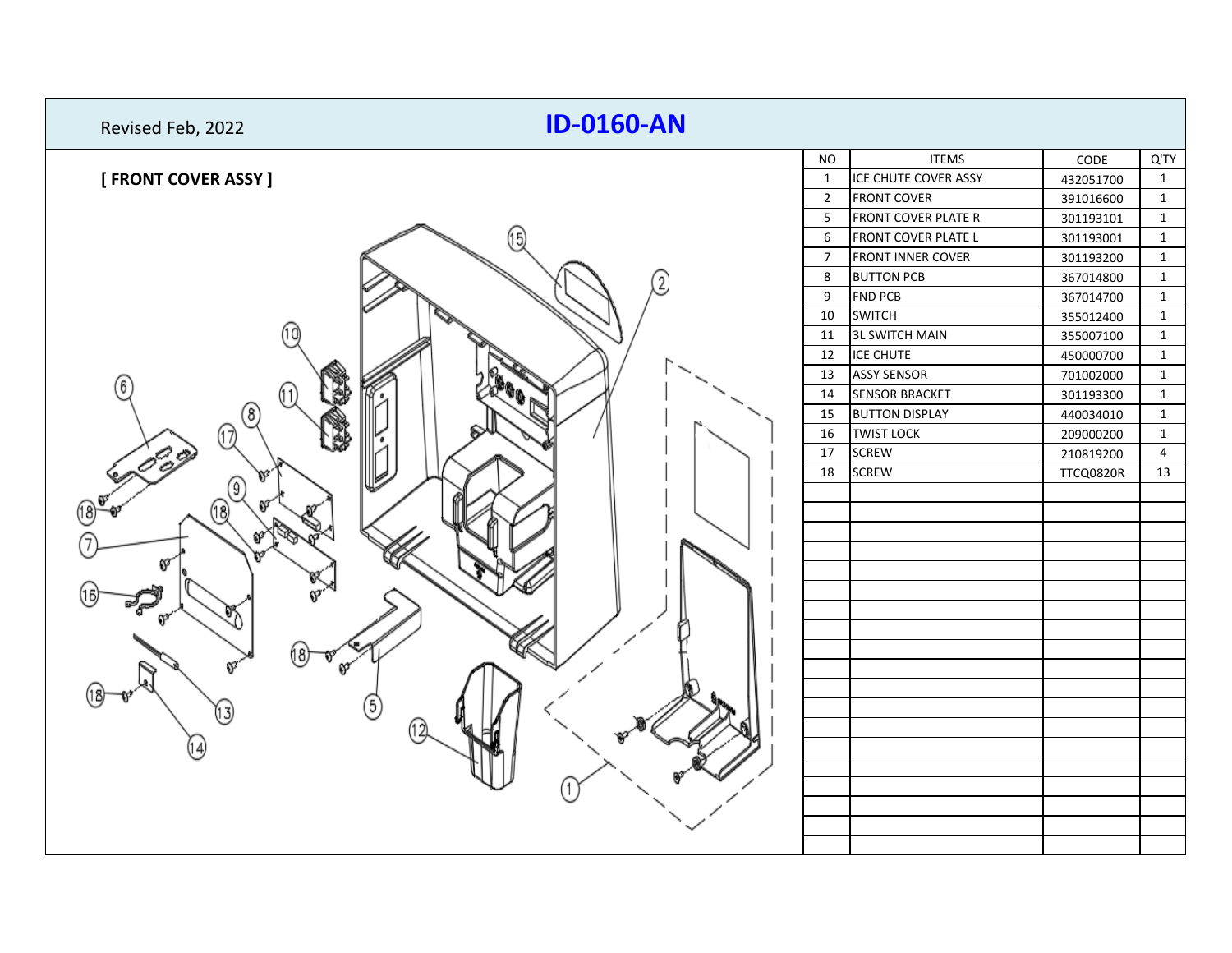Revised Feb, 2022

# ID-0160-AN

## [ FRONT COVER ASSY ]

| NO | ITEMS | CODE | Q'TY |
|---|---|---|---|
| 1 | ICE CHUTE COVER ASSY | 432051700 | 1 |
| 2 | FRONT COVER | 391016600 | 1 |
| 5 | FRONT COVER PLATE R | 301193101 | 1 |
| 6 | FRONT COVER PLATE L | 301193001 | 1 |
| 7 | FRONT INNER COVER | 301193200 | 1 |
| 8 | BUTTON PCB | 367014800 | 1 |
| 9 | FND PCB | 367014700 | 1 |
| 10 | SWITCH | 355012400 | 1 |
| 11 | 3L SWITCH MAIN | 355007100 | 1 |
| 12 | ICE CHUTE | 450000700 | 1 |
| 13 | ASSY SENSOR | 701002000 | 1 |
| 14 | SENSOR BRACKET | 301193300 | 1 |
| 15 | BUTTON DISPLAY | 440034010 | 1 |
| 16 | TWIST LOCK | 209000200 | 1 |
| 17 | SCREW | 210819200 | 4 |
| 18 | SCREW | TTCQ0820R | 13 |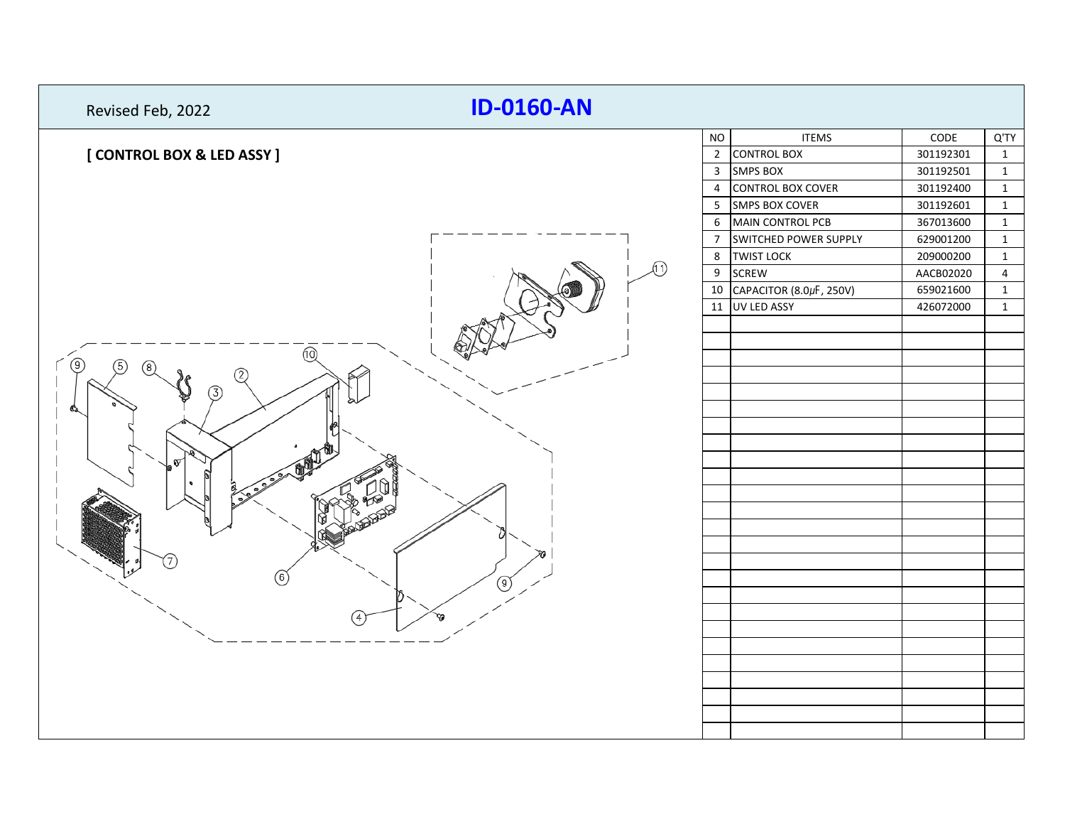Revised Feb, 2022

# ID-0160-AN

## [ CONTROL BOX & LED ASSY ]

| NO | ITEMS | CODE | Q'TY |
|---|---|---|---|
| 2 | CONTROL BOX | 301192301 | 1 |
| 3 | SMPS BOX | 301192501 | 1 |
| 4 | CONTROL BOX COVER | 301192400 | 1 |
| 5 | SMPS BOX COVER | 301192601 | 1 |
| 6 | MAIN CONTROL PCB | 367013600 | 1 |
| 7 | SWITCHED POWER SUPPLY | 629001200 | 1 |
| 8 | TWIST LOCK | 209000200 | 1 |
| 9 | SCREW | AACB02020 | 4 |
| 10 | CAPACITOR (8.0μF, 250V) | 659021600 | 1 |
| 11 | UV LED ASSY | 426072000 | 1 |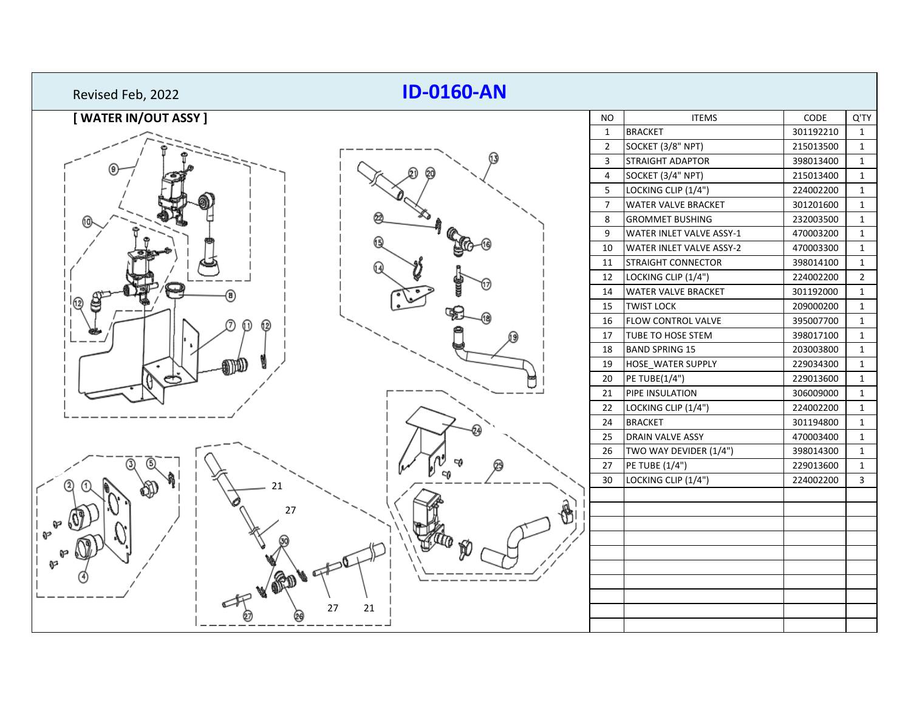Revised Feb, 2022

# ID-0160-AN

## [ WATER IN/OUT ASSY ]

| NO | ITEMS | CODE | Q'TY |
|---|---|---|---|
| 1 | BRACKET | 301192210 | 1 |
| 2 | SOCKET (3/8" NPT) | 215013500 | 1 |
| 3 | STRAIGHT ADAPTOR | 398013400 | 1 |
| 4 | SOCKET (3/4" NPT) | 215013400 | 1 |
| 5 | LOCKING CLIP (1/4") | 224002200 | 1 |
| 7 | WATER VALVE BRACKET | 301201600 | 1 |
| 8 | GROMMET BUSHING | 232003500 | 1 |
| 9 | WATER INLET VALVE ASSY-1 | 470003200 | 1 |
| 10 | WATER INLET VALVE ASSY-2 | 470003300 | 1 |
| 11 | STRAIGHT CONNECTOR | 398014100 | 1 |
| 12 | LOCKING CLIP (1/4") | 224002200 | 2 |
| 14 | WATER VALVE BRACKET | 301192000 | 1 |
| 15 | TWIST LOCK | 209000200 | 1 |
| 16 | FLOW CONTROL VALVE | 395007700 | 1 |
| 17 | TUBE TO HOSE STEM | 398017100 | 1 |
| 18 | BAND SPRING 15 | 203003800 | 1 |
| 19 | HOSE_WATER SUPPLY | 229034300 | 1 |
| 20 | PE TUBE(1/4") | 229013600 | 1 |
| 21 | PIPE INSULATION | 306009000 | 1 |
| 22 | LOCKING CLIP (1/4") | 224002200 | 1 |
| 24 | BRACKET | 301194800 | 1 |
| 25 | DRAIN VALVE ASSY | 470003400 | 1 |
| 26 | TWO WAY DEVIDER (1/4") | 398014300 | 1 |
| 27 | PE TUBE (1/4") | 229013600 | 1 |
| 30 | LOCKING CLIP (1/4") | 224002200 | 3 |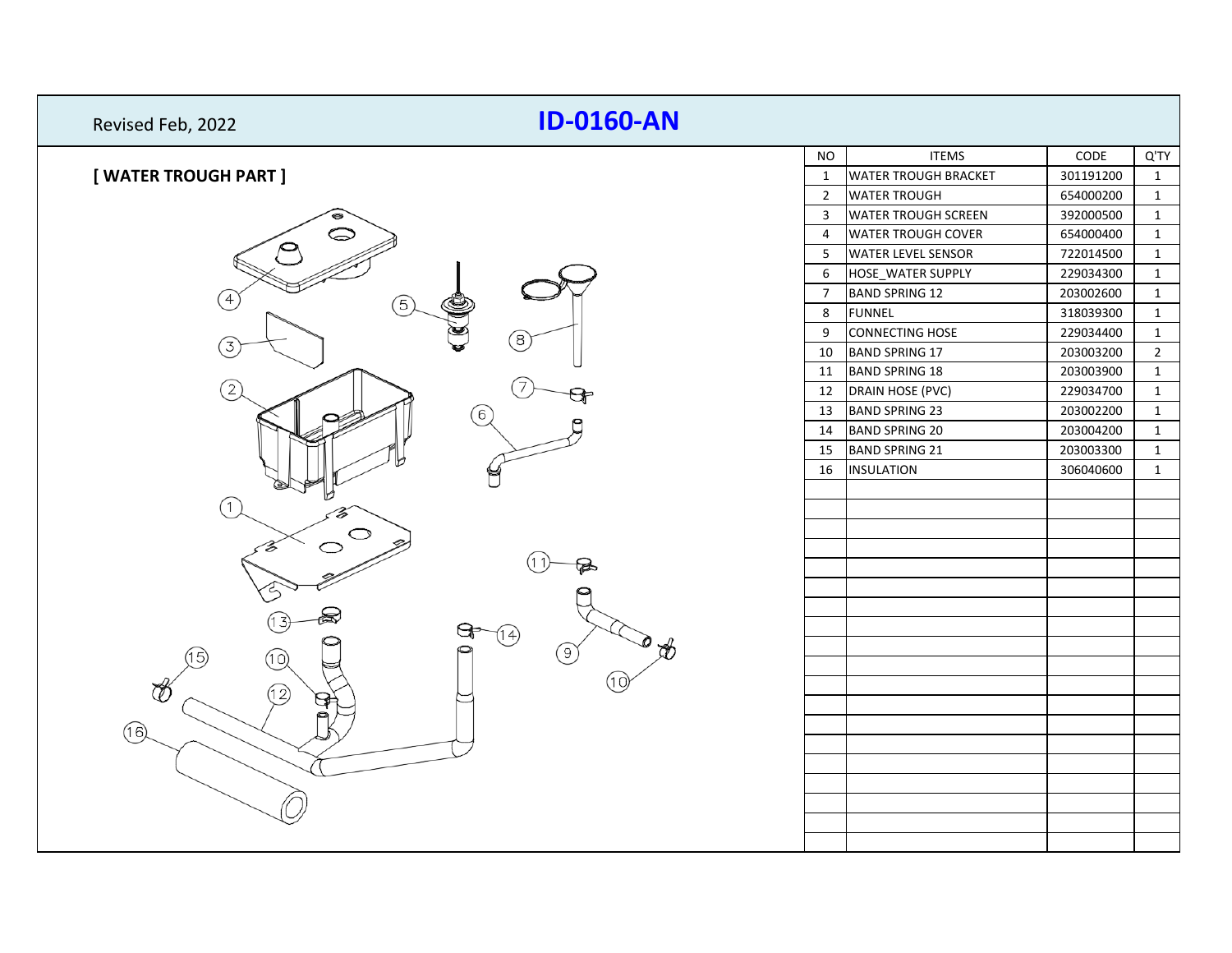Revised Feb, 2022

# ID-0160-AN

## [ WATER TROUGH PART ]

| NO | ITEMS | CODE | Q'TY |
|---|---|---|---|
| 1 | WATER TROUGH BRACKET | 301191200 | 1 |
| 2 | WATER TROUGH | 654000200 | 1 |
| 3 | WATER TROUGH SCREEN | 392000500 | 1 |
| 4 | WATER TROUGH COVER | 654000400 | 1 |
| 5 | WATER LEVEL SENSOR | 722014500 | 1 |
| 6 | HOSE_WATER SUPPLY | 229034300 | 1 |
| 7 | BAND SPRING 12 | 203002600 | 1 |
| 8 | FUNNEL | 318039300 | 1 |
| 9 | CONNECTING HOSE | 229034400 | 1 |
| 10 | BAND SPRING 17 | 203003200 | 2 |
| 11 | BAND SPRING 18 | 203003900 | 1 |
| 12 | DRAIN HOSE (PVC) | 229034700 | 1 |
| 13 | BAND SPRING 23 | 203002200 | 1 |
| 14 | BAND SPRING 20 | 203004200 | 1 |
| 15 | BAND SPRING 21 | 203003300 | 1 |
| 16 | INSULATION | 306040600 | 1 |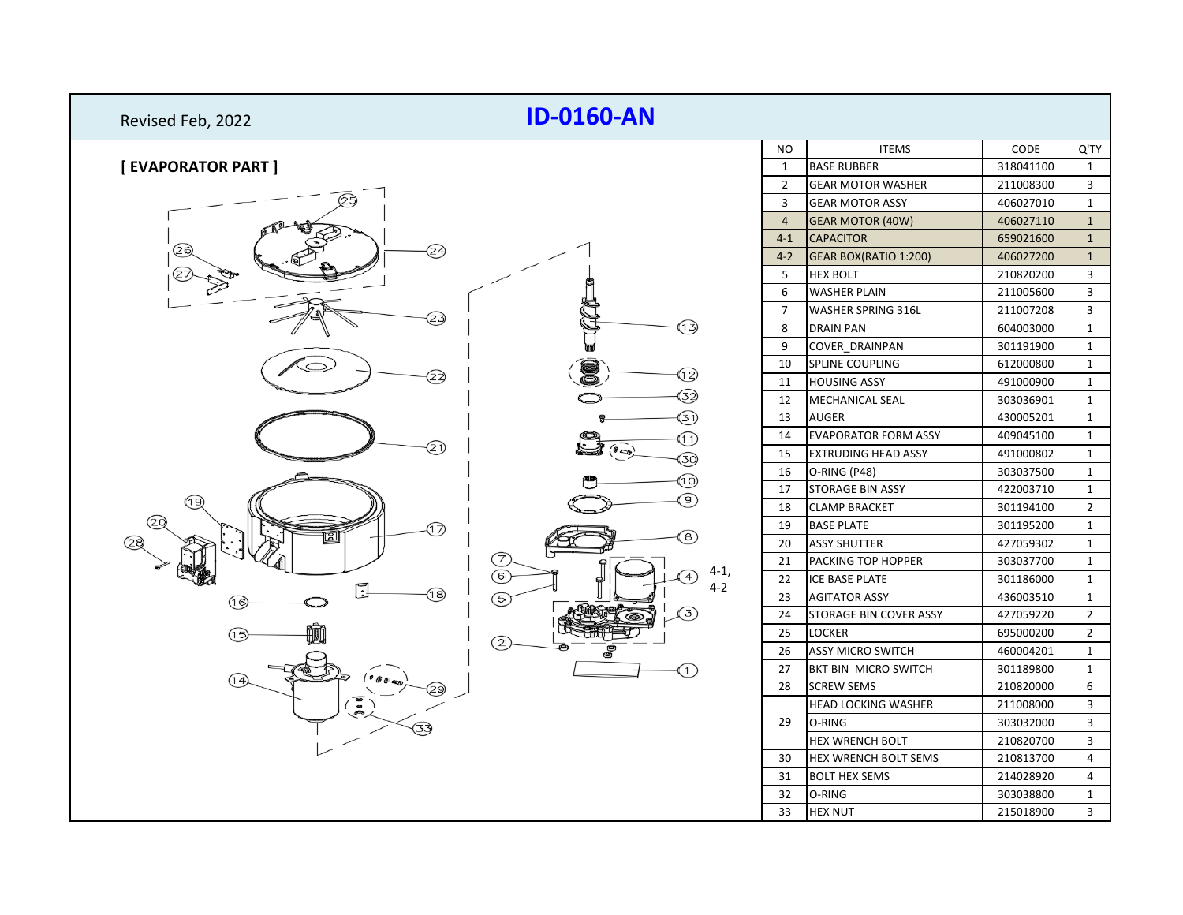Revised Feb, 2022

# ID-0160-AN

## [ EVAPORATOR PART ]

| NO | ITEMS | CODE | Q'TY |
|---|---|---|---|
| 1 | BASE RUBBER | 318041100 | 1 |
| 2 | GEAR MOTOR WASHER | 211008300 | 3 |
| 3 | GEAR MOTOR ASSY | 406027010 | 1 |
| 4 | GEAR MOTOR (40W) | 406027110 | 1 |
| 4-1 | CAPACITOR | 659021600 | 1 |
| 4-2 | GEAR BOX(RATIO 1:200) | 406027200 | 1 |
| 5 | HEX BOLT | 210820200 | 3 |
| 6 | WASHER PLAIN | 211005600 | 3 |
| 7 | WASHER SPRING 316L | 211007208 | 3 |
| 8 | DRAIN PAN | 604003000 | 1 |
| 9 | COVER_DRAINPAN | 301191900 | 1 |
| 10 | SPLINE COUPLING | 612000800 | 1 |
| 11 | HOUSING ASSY | 491000900 | 1 |
| 12 | MECHANICAL SEAL | 303036901 | 1 |
| 13 | AUGER | 430005201 | 1 |
| 14 | EVAPORATOR FORM ASSY | 409045100 | 1 |
| 15 | EXTRUDING HEAD ASSY | 491000802 | 1 |
| 16 | O-RING (P48) | 303037500 | 1 |
| 17 | STORAGE BIN ASSY | 422003710 | 1 |
| 18 | CLAMP BRACKET | 301194100 | 2 |
| 19 | BASE PLATE | 301195200 | 1 |
| 20 | ASSY SHUTTER | 427059302 | 1 |
| 21 | PACKING TOP HOPPER | 303037700 | 1 |
| 22 | ICE BASE PLATE | 301186000 | 1 |
| 23 | AGITATOR ASSY | 436003510 | 1 |
| 24 | STORAGE BIN COVER ASSY | 427059220 | 2 |
| 25 | LOCKER | 695000200 | 2 |
| 26 | ASSY MICRO SWITCH | 460004201 | 1 |
| 27 | BKT BIN MICRO SWITCH | 301189800 | 1 |
| 28 | SCREW SEMS | 210820000 | 6 |
| 29 | HEAD LOCKING WASHER | 211008000 | 3 |
| | O-RING | 303032000 | 3 |
| | HEX WRENCH BOLT | 210820700 | 3 |
| 30 | HEX WRENCH BOLT SEMS | 210813700 | 4 |
| 31 | BOLT HEX SEMS | 214028920 | 4 |
| 32 | O-RING | 303038800 | 1 |
| 33 | HEX NUT | 215018900 | 3 |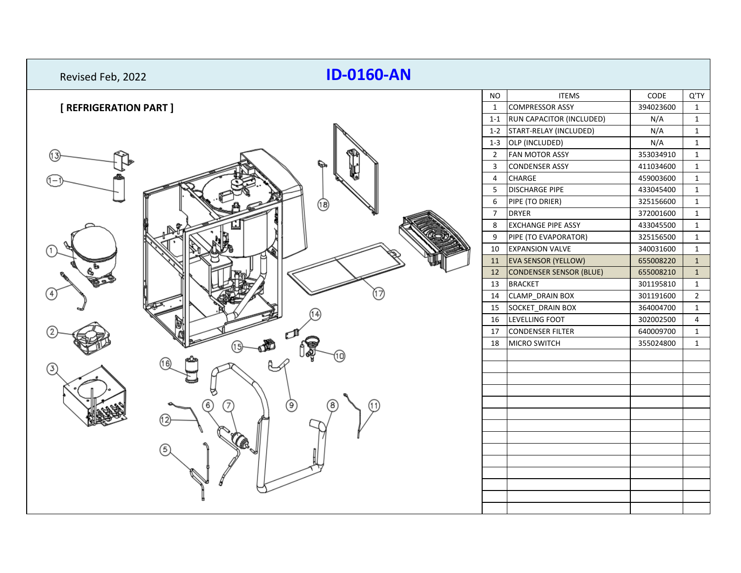Revised Feb, 2022

# ID-0160-AN

## [ REFRIGERATION PART ]

| NO | ITEMS | CODE | Q'TY |
|---|---|---|---|
| 1 | COMPRESSOR ASSY | 394023600 | 1 |
| 1-1 | RUN CAPACITOR (INCLUDED) | N/A | 1 |
| 1-2 | START-RELAY (INCLUDED) | N/A | 1 |
| 1-3 | OLP (INCLUDED) | N/A | 1 |
| 2 | FAN MOTOR ASSY | 353034910 | 1 |
| 3 | CONDENSER ASSY | 411034600 | 1 |
| 4 | CHARGE | 459003600 | 1 |
| 5 | DISCHARGE PIPE | 433045400 | 1 |
| 6 | PIPE (TO DRIER) | 325156600 | 1 |
| 7 | DRYER | 372001600 | 1 |
| 8 | EXCHANGE PIPE ASSY | 433045500 | 1 |
| 9 | PIPE (TO EVAPORATOR) | 325156500 | 1 |
| 10 | EXPANSION VALVE | 340031600 | 1 |
| 11 | EVA SENSOR (YELLOW) | 655008220 | 1 |
| 12 | CONDENSER SENSOR (BLUE) | 655008210 | 1 |
| 13 | BRACKET | 301195810 | 1 |
| 14 | CLAMP_DRAIN BOX | 301191600 | 2 |
| 15 | SOCKET_DRAIN BOX | 364004700 | 1 |
| 16 | LEVELLING FOOT | 302002500 | 4 |
| 17 | CONDENSER FILTER | 640009700 | 1 |
| 18 | MICRO SWITCH | 355024800 | 1 |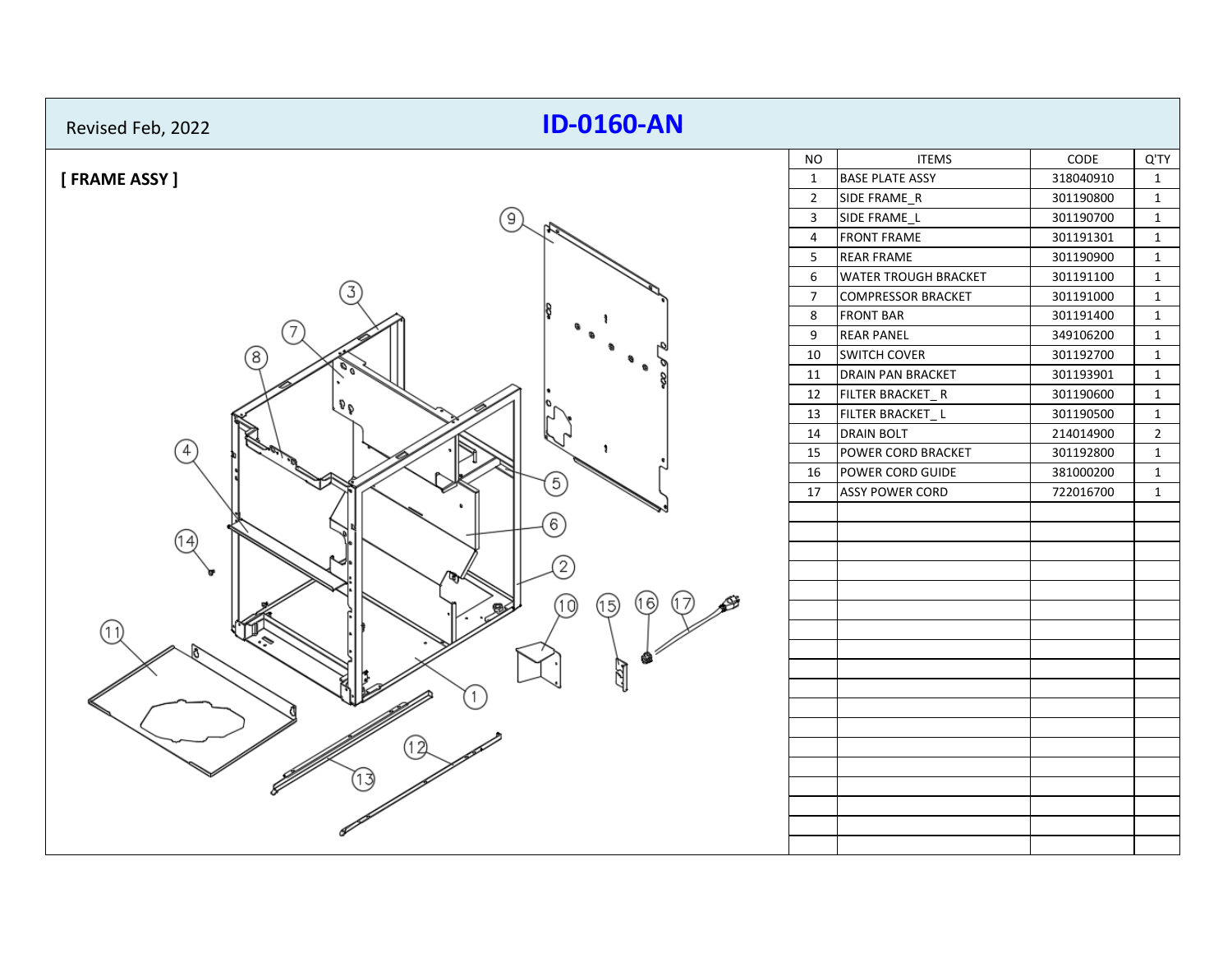Revised Feb, 2022

# ID-0160-AN

## [ FRAME ASSY ]

| NO | ITEMS | CODE | Q'TY |
|---|---|---|---|
| 1 | BASE PLATE ASSY | 318040910 | 1 |
| 2 | SIDE FRAME_R | 301190800 | 1 |
| 3 | SIDE FRAME_L | 301190700 | 1 |
| 4 | FRONT FRAME | 301191301 | 1 |
| 5 | REAR FRAME | 301190900 | 1 |
| 6 | WATER TROUGH BRACKET | 301191100 | 1 |
| 7 | COMPRESSOR BRACKET | 301191000 | 1 |
| 8 | FRONT BAR | 301191400 | 1 |
| 9 | REAR PANEL | 349106200 | 1 |
| 10 | SWITCH COVER | 301192700 | 1 |
| 11 | DRAIN PAN BRACKET | 301193901 | 1 |
| 12 | FILTER BRACKET_ R | 301190600 | 1 |
| 13 | FILTER BRACKET_ L | 301190500 | 1 |
| 14 | DRAIN BOLT | 214014900 | 2 |
| 15 | POWER CORD BRACKET | 301192800 | 1 |
| 16 | POWER CORD GUIDE | 381000200 | 1 |
| 17 | ASSY POWER CORD | 722016700 | 1 |